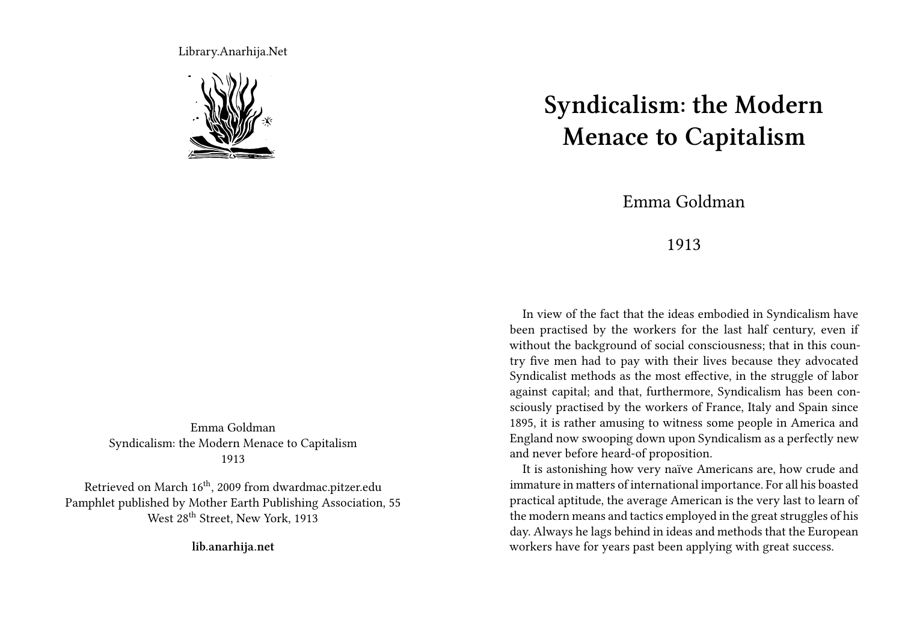Library.Anarhija.Net

Emma Goldman
Syndicalism: the Modern Menace to Capitalism
1913

Retrieved on March 16th, 2009 from dwardmac.pitzer.edu
Pamphlet published by Mother Earth Publishing Association, 55 West 28th Street, New York, 1913

**lib.anarhija.net**

# Syndicalism: the Modern Menace to Capitalism

Emma Goldman

1913

In view of the fact that the ideas embodied in Syndicalism have been practised by the workers for the last half century, even if without the background of social consciousness; that in this country five men had to pay with their lives because they advocated Syndicalist methods as the most effective, in the struggle of labor against capital; and that, furthermore, Syndicalism has been consciously practised by the workers of France, Italy and Spain since 1895, it is rather amusing to witness some people in America and England now swooping down upon Syndicalism as a perfectly new and never before heard-of proposition.

It is astonishing how very naïve Americans are, how crude and immature in matters of international importance. For all his boasted practical aptitude, the average American is the very last to learn of the modern means and tactics employed in the great struggles of his day. Always he lags behind in ideas and methods that the European workers have for years past been applying with great success.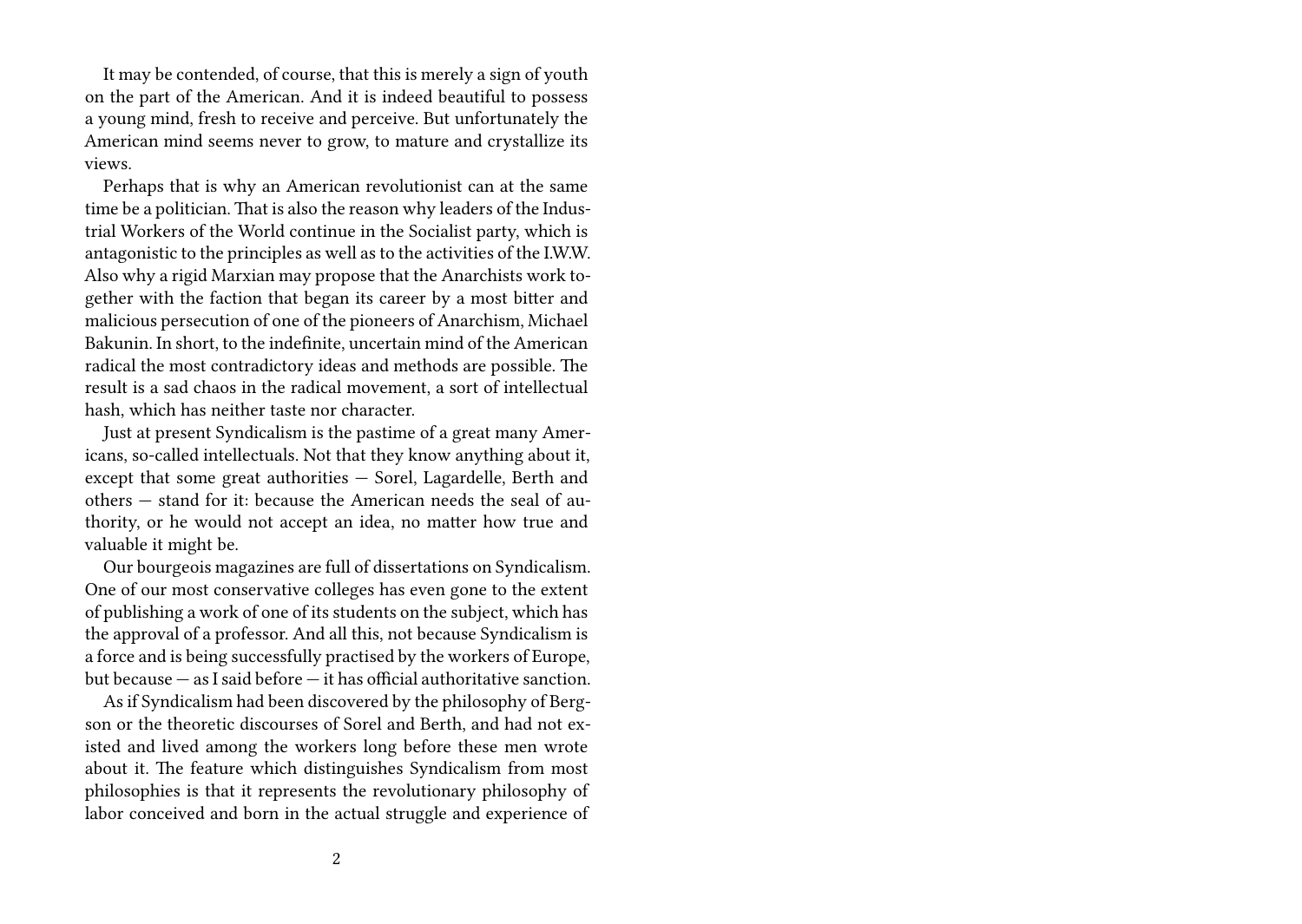It may be contended, of course, that this is merely a sign of youth on the part of the American. And it is indeed beautiful to possess a young mind, fresh to receive and perceive. But unfortunately the American mind seems never to grow, to mature and crystallize its views.

Perhaps that is why an American revolutionist can at the same time be a politician. That is also the reason why leaders of the Industrial Workers of the World continue in the Socialist party, which is antagonistic to the principles as well as to the activities of the I.W.W. Also why a rigid Marxian may propose that the Anarchists work together with the faction that began its career by a most bitter and malicious persecution of one of the pioneers of Anarchism, Michael Bakunin. In short, to the indefinite, uncertain mind of the American radical the most contradictory ideas and methods are possible. The result is a sad chaos in the radical movement, a sort of intellectual hash, which has neither taste nor character.

Just at present Syndicalism is the pastime of a great many Americans, so-called intellectuals. Not that they know anything about it, except that some great authorities — Sorel, Lagardelle, Berth and others — stand for it: because the American needs the seal of authority, or he would not accept an idea, no matter how true and valuable it might be.

Our bourgeois magazines are full of dissertations on Syndicalism. One of our most conservative colleges has even gone to the extent of publishing a work of one of its students on the subject, which has the approval of a professor. And all this, not because Syndicalism is a force and is being successfully practised by the workers of Europe, but because — as I said before — it has official authoritative sanction.

As if Syndicalism had been discovered by the philosophy of Bergson or the theoretic discourses of Sorel and Berth, and had not existed and lived among the workers long before these men wrote about it. The feature which distinguishes Syndicalism from most philosophies is that it represents the revolutionary philosophy of labor conceived and born in the actual struggle and experience of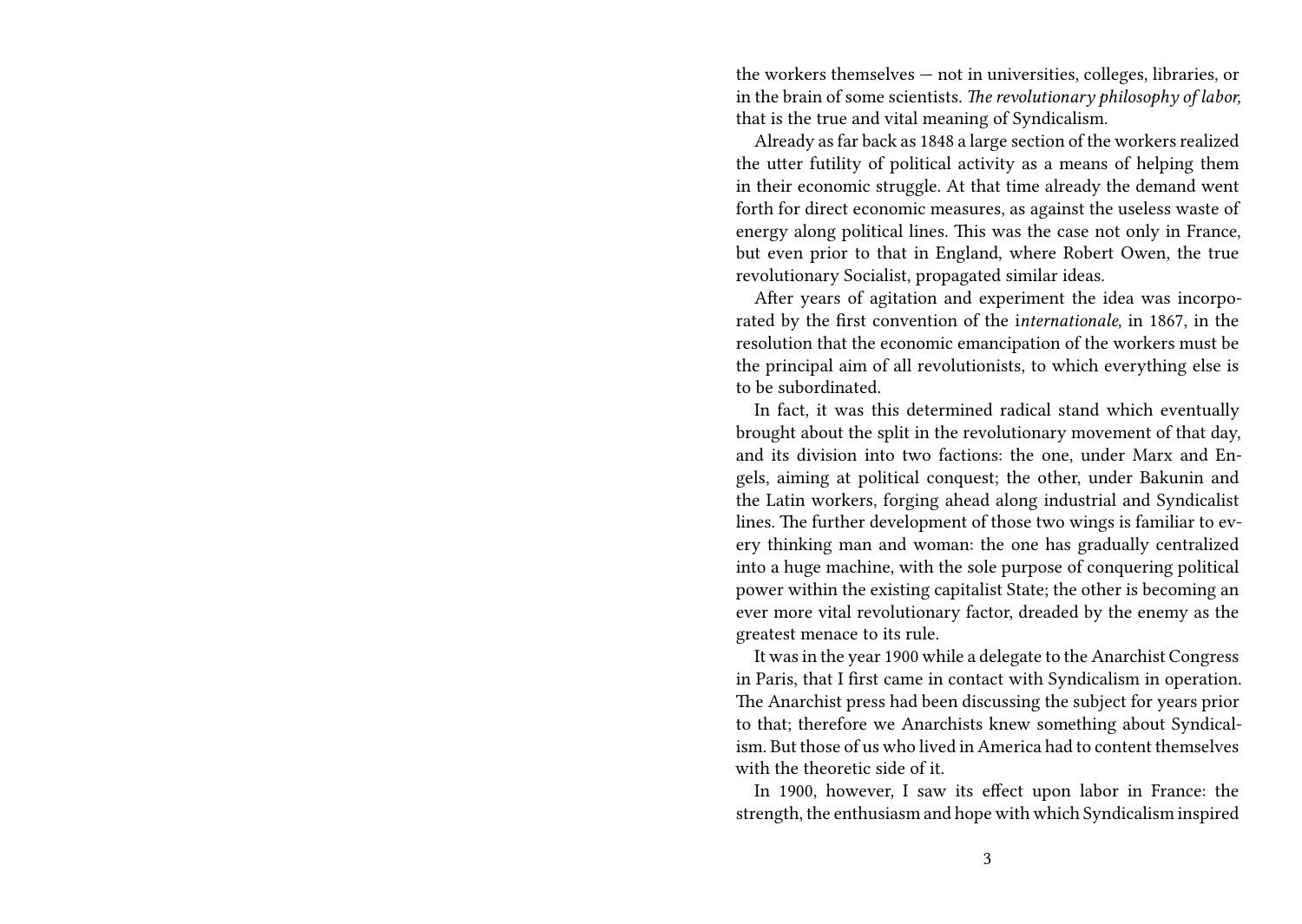the workers themselves — not in universities, colleges, libraries, or in the brain of some scientists. *The revolutionary philosophy of labor,* that is the true and vital meaning of Syndicalism.

Already as far back as 1848 a large section of the workers realized the utter futility of political activity as a means of helping them in their economic struggle. At that time already the demand went forth for direct economic measures, as against the useless waste of energy along political lines. This was the case not only in France, but even prior to that in England, where Robert Owen, the true revolutionary Socialist, propagated similar ideas.

After years of agitation and experiment the idea was incorporated by the first convention of the i*nternationale,* in 1867, in the resolution that the economic emancipation of the workers must be the principal aim of all revolutionists, to which everything else is to be subordinated.

In fact, it was this determined radical stand which eventually brought about the split in the revolutionary movement of that day, and its division into two factions: the one, under Marx and Engels, aiming at political conquest; the other, under Bakunin and the Latin workers, forging ahead along industrial and Syndicalist lines. The further development of those two wings is familiar to every thinking man and woman: the one has gradually centralized into a huge machine, with the sole purpose of conquering political power within the existing capitalist State; the other is becoming an ever more vital revolutionary factor, dreaded by the enemy as the greatest menace to its rule.

It was in the year 1900 while a delegate to the Anarchist Congress in Paris, that I first came in contact with Syndicalism in operation. The Anarchist press had been discussing the subject for years prior to that; therefore we Anarchists knew something about Syndicalism. But those of us who lived in America had to content themselves with the theoretic side of it.

In 1900, however, I saw its effect upon labor in France: the strength, the enthusiasm and hope with which Syndicalism inspired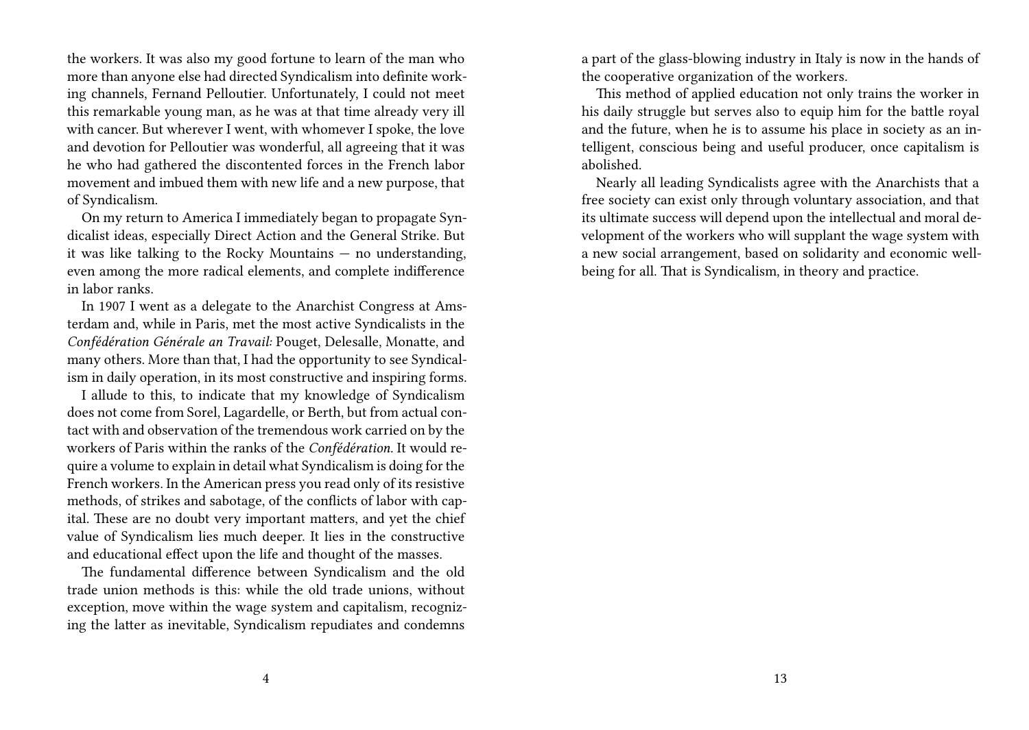the workers. It was also my good fortune to learn of the man who more than anyone else had directed Syndicalism into definite working channels, Fernand Pelloutier. Unfortunately, I could not meet this remarkable young man, as he was at that time already very ill with cancer. But wherever I went, with whomever I spoke, the love and devotion for Pelloutier was wonderful, all agreeing that it was he who had gathered the discontented forces in the French labor movement and imbued them with new life and a new purpose, that of Syndicalism.

On my return to America I immediately began to propagate Syndicalist ideas, especially Direct Action and the General Strike. But it was like talking to the Rocky Mountains — no understanding, even among the more radical elements, and complete indifference in labor ranks.

In 1907 I went as a delegate to the Anarchist Congress at Amsterdam and, while in Paris, met the most active Syndicalists in the *Confédération Générale an Travail:* Pouget, Delesalle, Monatte, and many others. More than that, I had the opportunity to see Syndicalism in daily operation, in its most constructive and inspiring forms.

I allude to this, to indicate that my knowledge of Syndicalism does not come from Sorel, Lagardelle, or Berth, but from actual contact with and observation of the tremendous work carried on by the workers of Paris within the ranks of the *Confédération.* It would require a volume to explain in detail what Syndicalism is doing for the French workers. In the American press you read only of its resistive methods, of strikes and sabotage, of the conflicts of labor with capital. These are no doubt very important matters, and yet the chief value of Syndicalism lies much deeper. It lies in the constructive and educational effect upon the life and thought of the masses.

The fundamental difference between Syndicalism and the old trade union methods is this: while the old trade unions, without exception, move within the wage system and capitalism, recognizing the latter as inevitable, Syndicalism repudiates and condemns

a part of the glass-blowing industry in Italy is now in the hands of the cooperative organization of the workers.

This method of applied education not only trains the worker in his daily struggle but serves also to equip him for the battle royal and the future, when he is to assume his place in society as an intelligent, conscious being and useful producer, once capitalism is abolished.

Nearly all leading Syndicalists agree with the Anarchists that a free society can exist only through voluntary association, and that its ultimate success will depend upon the intellectual and moral development of the workers who will supplant the wage system with a new social arrangement, based on solidarity and economic well-being for all. That is Syndicalism, in theory and practice.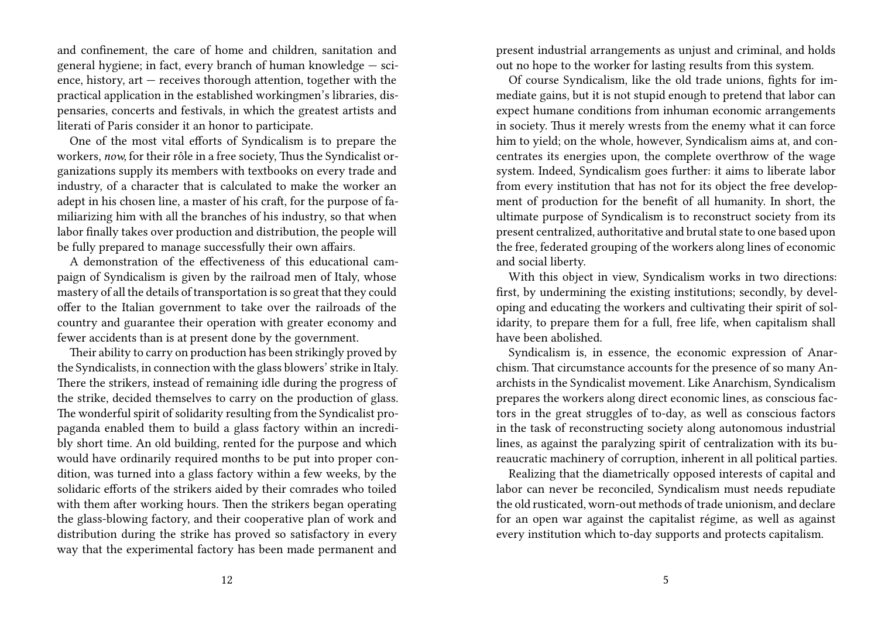and confinement, the care of home and children, sanitation and general hygiene; in fact, every branch of human knowledge — science, history, art — receives thorough attention, together with the practical application in the established workingmen's libraries, dispensaries, concerts and festivals, in which the greatest artists and literati of Paris consider it an honor to participate.

One of the most vital efforts of Syndicalism is to prepare the workers, *now,* for their rôle in a free society, Thus the Syndicalist organizations supply its members with textbooks on every trade and industry, of a character that is calculated to make the worker an adept in his chosen line, a master of his craft, for the purpose of familiarizing him with all the branches of his industry, so that when labor finally takes over production and distribution, the people will be fully prepared to manage successfully their own affairs.

A demonstration of the effectiveness of this educational campaign of Syndicalism is given by the railroad men of Italy, whose mastery of all the details of transportation is so great that they could offer to the Italian government to take over the railroads of the country and guarantee their operation with greater economy and fewer accidents than is at present done by the government.

Their ability to carry on production has been strikingly proved by the Syndicalists, in connection with the glass blowers' strike in Italy. There the strikers, instead of remaining idle during the progress of the strike, decided themselves to carry on the production of glass. The wonderful spirit of solidarity resulting from the Syndicalist propaganda enabled them to build a glass factory within an incredibly short time. An old building, rented for the purpose and which would have ordinarily required months to be put into proper condition, was turned into a glass factory within a few weeks, by the solidaric efforts of the strikers aided by their comrades who toiled with them after working hours. Then the strikers began operating the glass-blowing factory, and their cooperative plan of work and distribution during the strike has proved so satisfactory in every way that the experimental factory has been made permanent and

present industrial arrangements as unjust and criminal, and holds out no hope to the worker for lasting results from this system.

Of course Syndicalism, like the old trade unions, fights for immediate gains, but it is not stupid enough to pretend that labor can expect humane conditions from inhuman economic arrangements in society. Thus it merely wrests from the enemy what it can force him to yield; on the whole, however, Syndicalism aims at, and concentrates its energies upon, the complete overthrow of the wage system. Indeed, Syndicalism goes further: it aims to liberate labor from every institution that has not for its object the free development of production for the benefit of all humanity. In short, the ultimate purpose of Syndicalism is to reconstruct society from its present centralized, authoritative and brutal state to one based upon the free, federated grouping of the workers along lines of economic and social liberty.

With this object in view, Syndicalism works in two directions: first, by undermining the existing institutions; secondly, by developing and educating the workers and cultivating their spirit of solidarity, to prepare them for a full, free life, when capitalism shall have been abolished.

Syndicalism is, in essence, the economic expression of Anarchism. That circumstance accounts for the presence of so many Anarchists in the Syndicalist movement. Like Anarchism, Syndicalism prepares the workers along direct economic lines, as conscious factors in the great struggles of to-day, as well as conscious factors in the task of reconstructing society along autonomous industrial lines, as against the paralyzing spirit of centralization with its bureaucratic machinery of corruption, inherent in all political parties.

Realizing that the diametrically opposed interests of capital and labor can never be reconciled, Syndicalism must needs repudiate the old rusticated, worn-out methods of trade unionism, and declare for an open war against the capitalist régime, as well as against every institution which to-day supports and protects capitalism.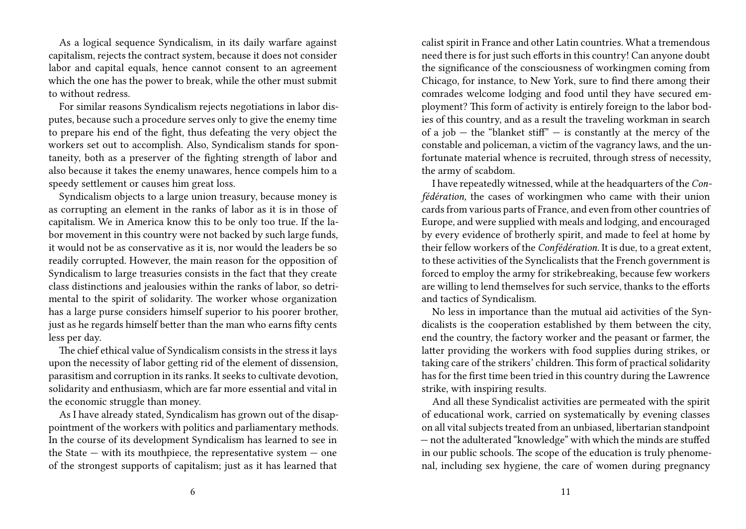As a logical sequence Syndicalism, in its daily warfare against capitalism, rejects the contract system, because it does not consider labor and capital equals, hence cannot consent to an agreement which the one has the power to break, while the other must submit to without redress.

For similar reasons Syndicalism rejects negotiations in labor disputes, because such a procedure serves only to give the enemy time to prepare his end of the fight, thus defeating the very object the workers set out to accomplish. Also, Syndicalism stands for spontaneity, both as a preserver of the fighting strength of labor and also because it takes the enemy unawares, hence compels him to a speedy settlement or causes him great loss.

Syndicalism objects to a large union treasury, because money is as corrupting an element in the ranks of labor as it is in those of capitalism. We in America know this to be only too true. If the labor movement in this country were not backed by such large funds, it would not be as conservative as it is, nor would the leaders be so readily corrupted. However, the main reason for the opposition of Syndicalism to large treasuries consists in the fact that they create class distinctions and jealousies within the ranks of labor, so detrimental to the spirit of solidarity. The worker whose organization has a large purse considers himself superior to his poorer brother, just as he regards himself better than the man who earns fifty cents less per day.

The chief ethical value of Syndicalism consists in the stress it lays upon the necessity of labor getting rid of the element of dissension, parasitism and corruption in its ranks. It seeks to cultivate devotion, solidarity and enthusiasm, which are far more essential and vital in the economic struggle than money.

As I have already stated, Syndicalism has grown out of the disappointment of the workers with politics and parliamentary methods. In the course of its development Syndicalism has learned to see in the State — with its mouthpiece, the representative system — one of the strongest supports of capitalism; just as it has learned that

calist spirit in France and other Latin countries. What a tremendous need there is for just such efforts in this country! Can anyone doubt the significance of the consciousness of workingmen coming from Chicago, for instance, to New York, sure to find there among their comrades welcome lodging and food until they have secured employment? This form of activity is entirely foreign to the labor bodies of this country, and as a result the traveling workman in search of a job — the "blanket stiff" — is constantly at the mercy of the constable and policeman, a victim of the vagrancy laws, and the unfortunate material whence is recruited, through stress of necessity, the army of scabdom.

I have repeatedly witnessed, while at the headquarters of the *Confédération,* the cases of workingmen who came with their union cards from various parts of France, and even from other countries of Europe, and were supplied with meals and lodging, and encouraged by every evidence of brotherly spirit, and made to feel at home by their fellow workers of the *Confédération.* It is due, to a great extent, to these activities of the Synclicalists that the French government is forced to employ the army for strikebreaking, because few workers are willing to lend themselves for such service, thanks to the efforts and tactics of Syndicalism.

No less in importance than the mutual aid activities of the Syndicalists is the cooperation established by them between the city, end the country, the factory worker and the peasant or farmer, the latter providing the workers with food supplies during strikes, or taking care of the strikers' children. This form of practical solidarity has for the first time been tried in this country during the Lawrence strike, with inspiring results.

And all these Syndicalist activities are permeated with the spirit of educational work, carried on systematically by evening classes on all vital subjects treated from an unbiased, libertarian standpoint — not the adulterated "knowledge" with which the minds are stuffed in our public schools. The scope of the education is truly phenomenal, including sex hygiene, the care of women during pregnancy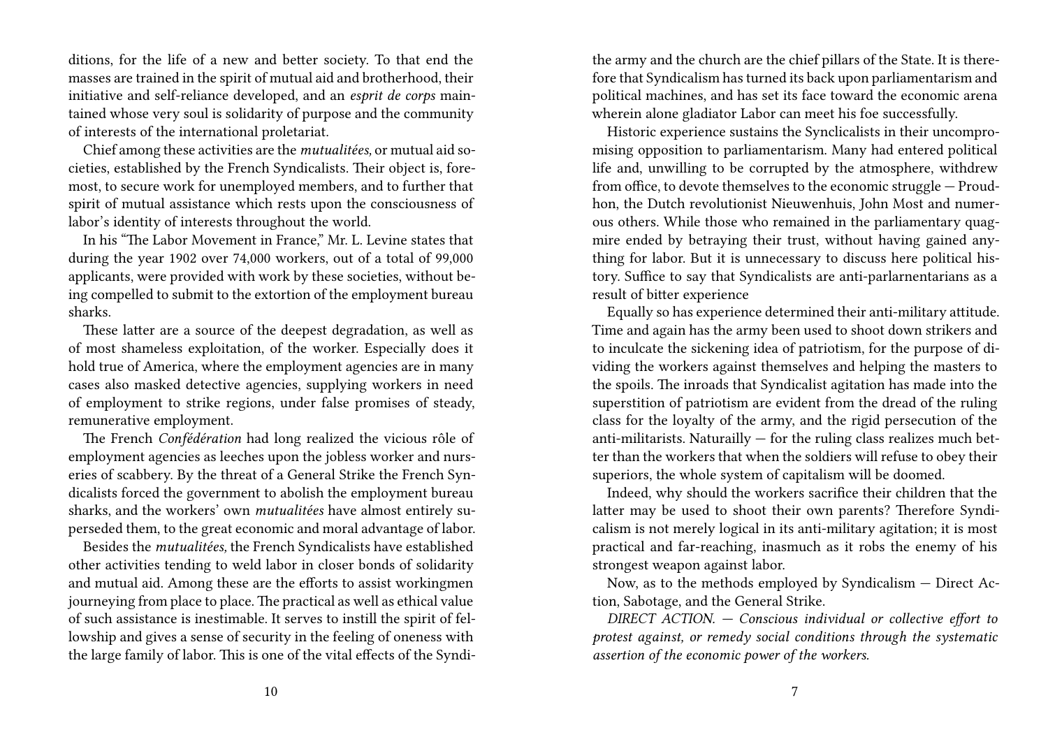ditions, for the life of a new and better society. To that end the masses are trained in the spirit of mutual aid and brotherhood, their initiative and self-reliance developed, and an *esprit de corps* maintained whose very soul is solidarity of purpose and the community of interests of the international proletariat.

Chief among these activities are the *mutualitées,* or mutual aid societies, established by the French Syndicalists. Their object is, foremost, to secure work for unemployed members, and to further that spirit of mutual assistance which rests upon the consciousness of labor's identity of interests throughout the world.

In his "The Labor Movement in France," Mr. L. Levine states that during the year 1902 over 74,000 workers, out of a total of 99,000 applicants, were provided with work by these societies, without being compelled to submit to the extortion of the employment bureau sharks.

These latter are a source of the deepest degradation, as well as of most shameless exploitation, of the worker. Especially does it hold true of America, where the employment agencies are in many cases also masked detective agencies, supplying workers in need of employment to strike regions, under false promises of steady, remunerative employment.

The French *Confédération* had long realized the vicious rôle of employment agencies as leeches upon the jobless worker and nurseries of scabbery. By the threat of a General Strike the French Syndicalists forced the government to abolish the employment bureau sharks, and the workers' own *mutualitées* have almost entirely superseded them, to the great economic and moral advantage of labor.

Besides the *mutualitées,* the French Syndicalists have established other activities tending to weld labor in closer bonds of solidarity and mutual aid. Among these are the efforts to assist workingmen journeying from place to place. The practical as well as ethical value of such assistance is inestimable. It serves to instill the spirit of fellowship and gives a sense of security in the feeling of oneness with the large family of labor. This is one of the vital effects of the Syndi-

the army and the church are the chief pillars of the State. It is therefore that Syndicalism has turned its back upon parliamentarism and political machines, and has set its face toward the economic arena wherein alone gladiator Labor can meet his foe successfully.

Historic experience sustains the Synclicalists in their uncompromising opposition to parliamentarism. Many had entered political life and, unwilling to be corrupted by the atmosphere, withdrew from office, to devote themselves to the economic struggle — Proudhon, the Dutch revolutionist Nieuwenhuis, John Most and numerous others. While those who remained in the parliamentary quagmire ended by betraying their trust, without having gained anything for labor. But it is unnecessary to discuss here political history. Suffice to say that Syndicalists are anti-parlarnentarians as a result of bitter experience

Equally so has experience determined their anti-military attitude. Time and again has the army been used to shoot down strikers and to inculcate the sickening idea of patriotism, for the purpose of dividing the workers against themselves and helping the masters to the spoils. The inroads that Syndicalist agitation has made into the superstition of patriotism are evident from the dread of the ruling class for the loyalty of the army, and the rigid persecution of the anti-militarists. Naturailly — for the ruling class realizes much better than the workers that when the soldiers will refuse to obey their superiors, the whole system of capitalism will be doomed.

Indeed, why should the workers sacrifice their children that the latter may be used to shoot their own parents? Therefore Syndicalism is not merely logical in its anti-military agitation; it is most practical and far-reaching, inasmuch as it robs the enemy of his strongest weapon against labor.

Now, as to the methods employed by Syndicalism — Direct Action, Sabotage, and the General Strike.

*DIRECT ACTION. — Conscious individual or collective effort to protest against, or remedy social conditions through the systematic assertion of the economic power of the workers.*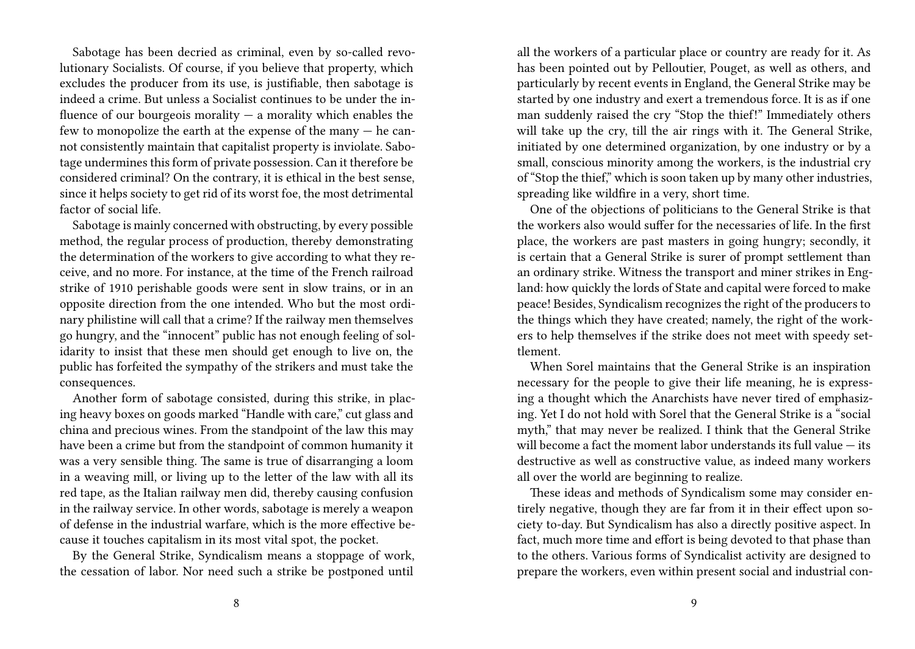Sabotage has been decried as criminal, even by so-called revolutionary Socialists. Of course, if you believe that property, which excludes the producer from its use, is justifiable, then sabotage is indeed a crime. But unless a Socialist continues to be under the influence of our bourgeois morality — a morality which enables the few to monopolize the earth at the expense of the many — he cannot consistently maintain that capitalist property is inviolate. Sabotage undermines this form of private possession. Can it therefore be considered criminal? On the contrary, it is ethical in the best sense, since it helps society to get rid of its worst foe, the most detrimental factor of social life.

Sabotage is mainly concerned with obstructing, by every possible method, the regular process of production, thereby demonstrating the determination of the workers to give according to what they receive, and no more. For instance, at the time of the French railroad strike of 1910 perishable goods were sent in slow trains, or in an opposite direction from the one intended. Who but the most ordinary philistine will call that a crime? If the railway men themselves go hungry, and the "innocent" public has not enough feeling of solidarity to insist that these men should get enough to live on, the public has forfeited the sympathy of the strikers and must take the consequences.

Another form of sabotage consisted, during this strike, in placing heavy boxes on goods marked "Handle with care," cut glass and china and precious wines. From the standpoint of the law this may have been a crime but from the standpoint of common humanity it was a very sensible thing. The same is true of disarranging a loom in a weaving mill, or living up to the letter of the law with all its red tape, as the Italian railway men did, thereby causing confusion in the railway service. In other words, sabotage is merely a weapon of defense in the industrial warfare, which is the more effective because it touches capitalism in its most vital spot, the pocket.

By the General Strike, Syndicalism means a stoppage of work, the cessation of labor. Nor need such a strike be postponed until all the workers of a particular place or country are ready for it. As has been pointed out by Pelloutier, Pouget, as well as others, and particularly by recent events in England, the General Strike may be started by one industry and exert a tremendous force. It is as if one man suddenly raised the cry "Stop the thief!" Immediately others will take up the cry, till the air rings with it. The General Strike, initiated by one determined organization, by one industry or by a small, conscious minority among the workers, is the industrial cry of "Stop the thief," which is soon taken up by many other industries, spreading like wildfire in a very, short time.

One of the objections of politicians to the General Strike is that the workers also would suffer for the necessaries of life. In the first place, the workers are past masters in going hungry; secondly, it is certain that a General Strike is surer of prompt settlement than an ordinary strike. Witness the transport and miner strikes in England: how quickly the lords of State and capital were forced to make peace! Besides, Syndicalism recognizes the right of the producers to the things which they have created; namely, the right of the workers to help themselves if the strike does not meet with speedy settlement.

When Sorel maintains that the General Strike is an inspiration necessary for the people to give their life meaning, he is expressing a thought which the Anarchists have never tired of emphasizing. Yet I do not hold with Sorel that the General Strike is a "social myth," that may never be realized. I think that the General Strike will become a fact the moment labor understands its full value — its destructive as well as constructive value, as indeed many workers all over the world are beginning to realize.

These ideas and methods of Syndicalism some may consider entirely negative, though they are far from it in their effect upon society to-day. But Syndicalism has also a directly positive aspect. In fact, much more time and effort is being devoted to that phase than to the others. Various forms of Syndicalist activity are designed to prepare the workers, even within present social and industrial con-